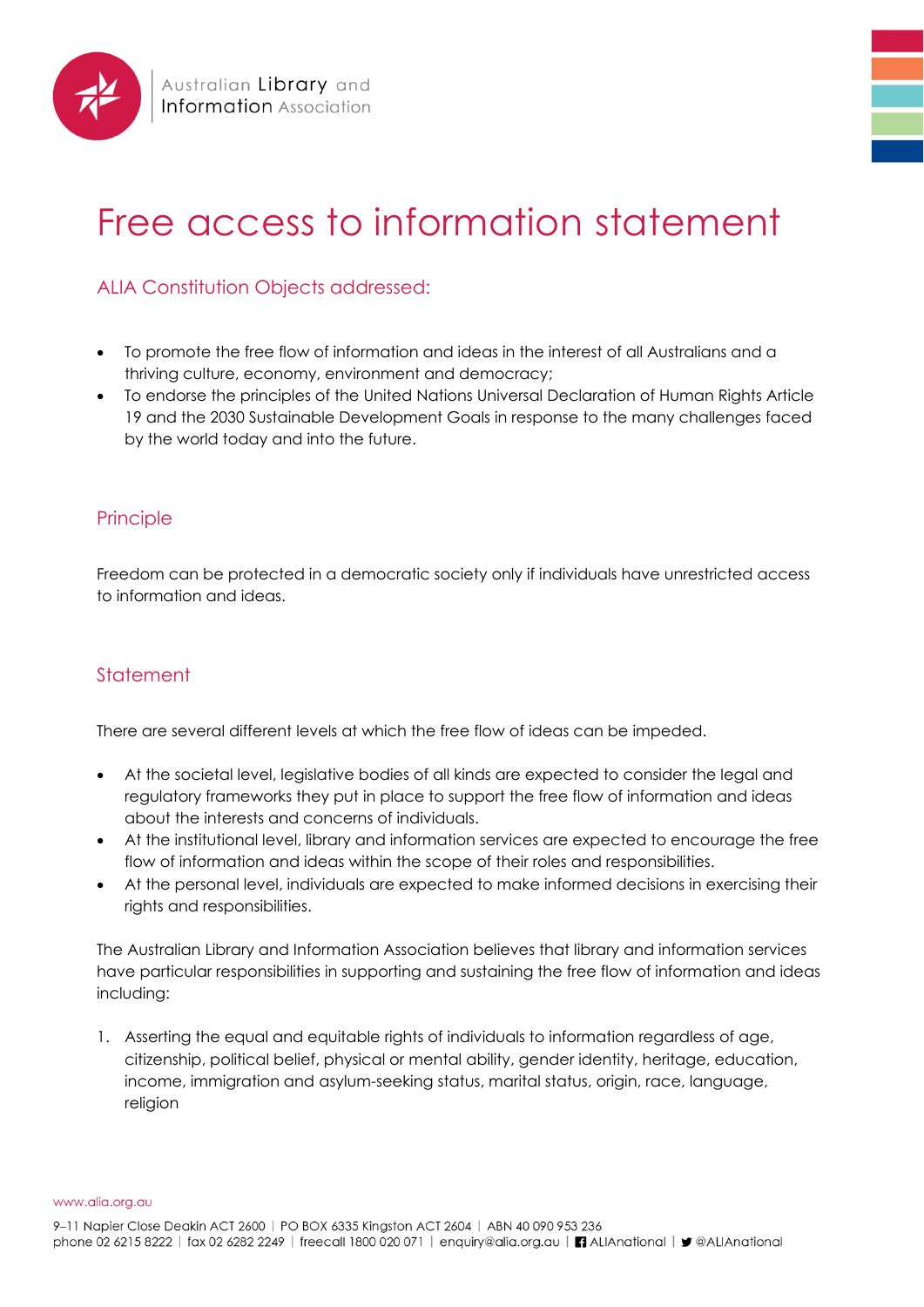# Free access to information statement

## ALIA Constitution Objects addressed:

- To promote the free flow of information and ideas in the interest of all Australians and a thriving culture, economy, environment and democracy;
- To endorse the principles of the United Nations Universal Declaration of Human Rights Article 19 and the 2030 Sustainable Development Goals in response to the many challenges faced by the world today and into the future.

## Principle

Freedom can be protected in a democratic society only if individuals have unrestricted access to information and ideas.

## Statement

There are several different levels at which the free flow of ideas can be impeded.

- At the societal level, legislative bodies of all kinds are expected to consider the legal and regulatory frameworks they put in place to support the free flow of information and ideas about the interests and concerns of individuals.
- At the institutional level, library and information services are expected to encourage the free flow of information and ideas within the scope of their roles and responsibilities.
- At the personal level, individuals are expected to make informed decisions in exercising their rights and responsibilities.

The Australian Library and Information Association believes that library and information services have particular responsibilities in supporting and sustaining the free flow of information and ideas including:

1. Asserting the equal and equitable rights of individuals to information regardless of age, citizenship, political belief, physical or mental ability, gender identity, heritage, education, income, immigration and asylum-seeking status, marital status, origin, race, language, religion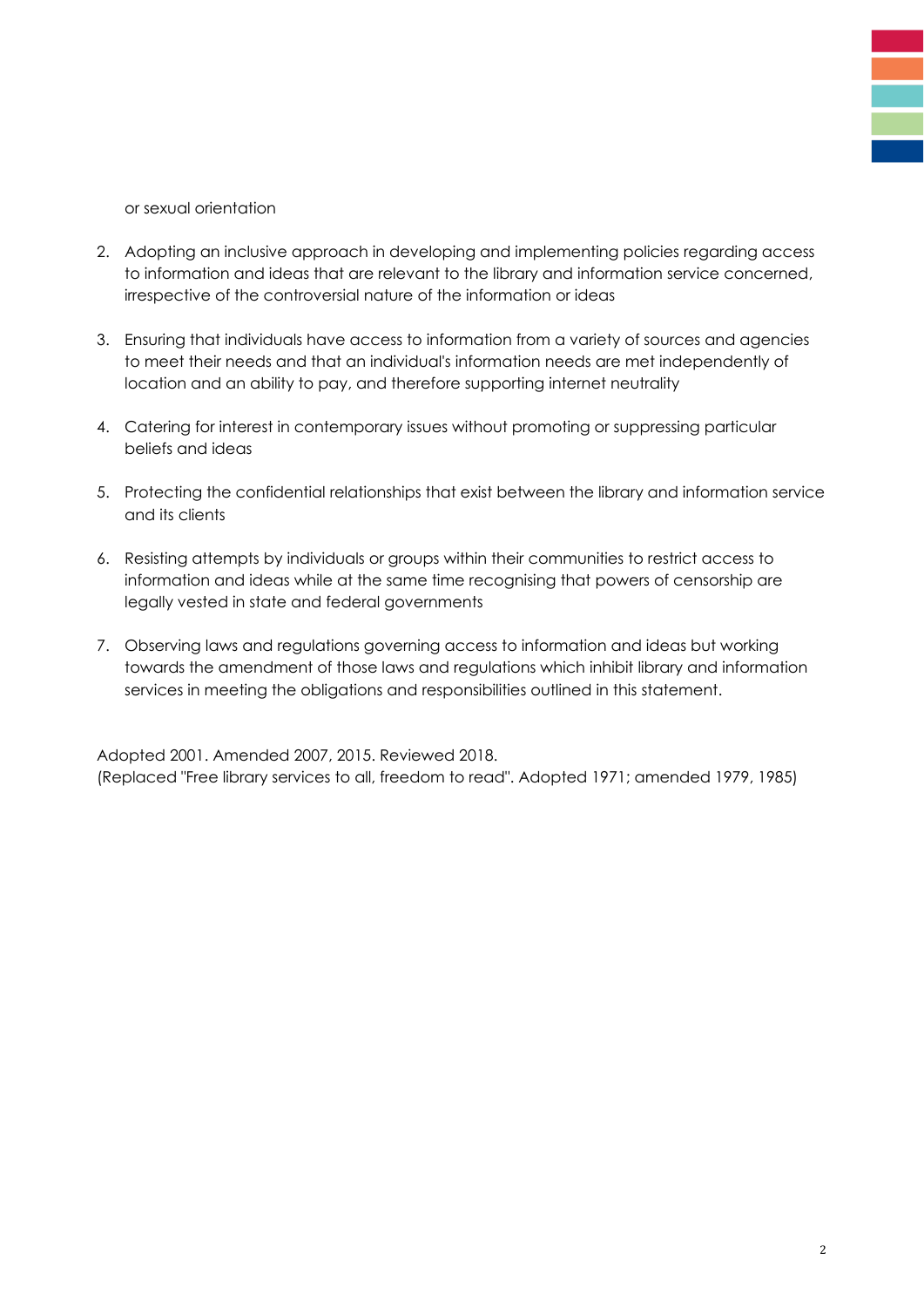or sexual orientation

2. Adopting an inclusive approach in developing and implementing policies regarding access to information and ideas that are relevant to the library and information service concerned, irrespective of the controversial nature of the information or ideas

3. Ensuring that individuals have access to information from a variety of sources and agencies to meet their needs and that an individual's information needs are met independently of location and an ability to pay, and therefore supporting internet neutrality

4. Catering for interest in contemporary issues without promoting or suppressing particular beliefs and ideas

5. Protecting the confidential relationships that exist between the library and information service and its clients

6. Resisting attempts by individuals or groups within their communities to restrict access to information and ideas while at the same time recognising that powers of censorship are legally vested in state and federal governments

7. Observing laws and regulations governing access to information and ideas but working towards the amendment of those laws and regulations which inhibit library and information services in meeting the obligations and responsibilities outlined in this statement.

Adopted 2001. Amended 2007, 2015. Reviewed 2018.
(Replaced "Free library services to all, freedom to read". Adopted 1971; amended 1979, 1985)